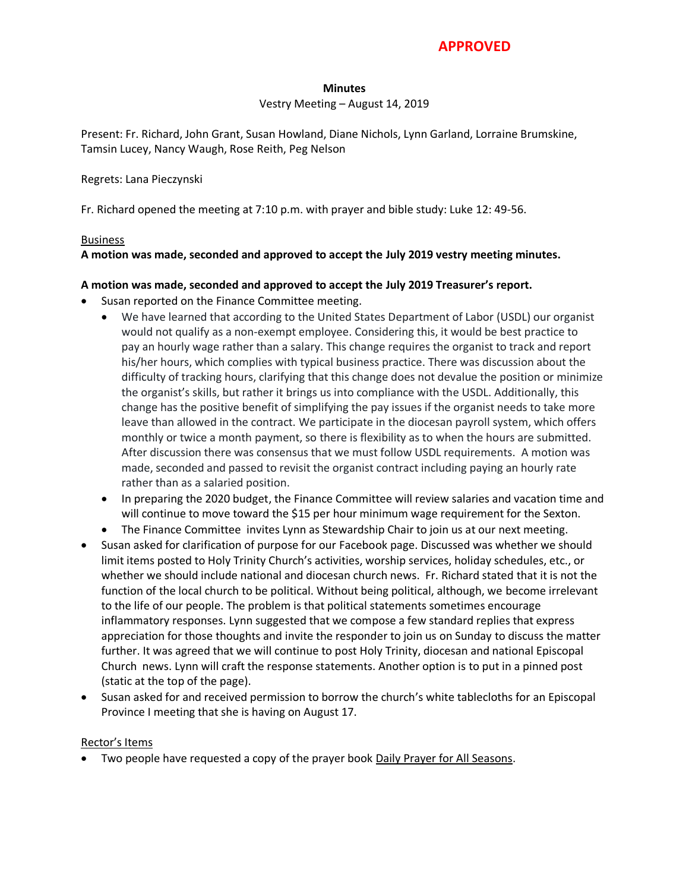**APPROVED**

**Minutes**

Vestry Meeting – August 14, 2019

Present: Fr. Richard, John Grant, Susan Howland, Diane Nichols, Lynn Garland, Lorraine Brumskine, Tamsin Lucey, Nancy Waugh, Rose Reith, Peg Nelson

Regrets: Lana Pieczynski

Fr. Richard opened the meeting at 7:10 p.m. with prayer and bible study: Luke 12: 49-56.

Business

**A motion was made, seconded and approved to accept the July 2019 vestry meeting minutes.**

**A motion was made, seconded and approved to accept the July 2019 Treasurer's report.**

- Susan reported on the Finance Committee meeting.
  - We have learned that according to the United States Department of Labor (USDL) our organist would not qualify as a non-exempt employee. Considering this, it would be best practice to pay an hourly wage rather than a salary. This change requires the organist to track and report his/her hours, which complies with typical business practice. There was discussion about the difficulty of tracking hours, clarifying that this change does not devalue the position or minimize the organist's skills, but rather it brings us into compliance with the USDL. Additionally, this change has the positive benefit of simplifying the pay issues if the organist needs to take more leave than allowed in the contract. We participate in the diocesan payroll system, which offers monthly or twice a month payment, so there is flexibility as to when the hours are submitted. After discussion there was consensus that we must follow USDL requirements. A motion was made, seconded and passed to revisit the organist contract including paying an hourly rate rather than as a salaried position.
  - In preparing the 2020 budget, the Finance Committee will review salaries and vacation time and will continue to move toward the $15 per hour minimum wage requirement for the Sexton.
  - The Finance Committee invites Lynn as Stewardship Chair to join us at our next meeting.
- Susan asked for clarification of purpose for our Facebook page. Discussed was whether we should limit items posted to Holy Trinity Church's activities, worship services, holiday schedules, etc., or whether we should include national and diocesan church news. Fr. Richard stated that it is not the function of the local church to be political. Without being political, although, we become irrelevant to the life of our people. The problem is that political statements sometimes encourage inflammatory responses. Lynn suggested that we compose a few standard replies that express appreciation for those thoughts and invite the responder to join us on Sunday to discuss the matter further. It was agreed that we will continue to post Holy Trinity, diocesan and national Episcopal Church news. Lynn will craft the response statements. Another option is to put in a pinned post (static at the top of the page).
- Susan asked for and received permission to borrow the church's white tablecloths for an Episcopal Province I meeting that she is having on August 17.

Rector's Items

- Two people have requested a copy of the prayer book Daily Prayer for All Seasons.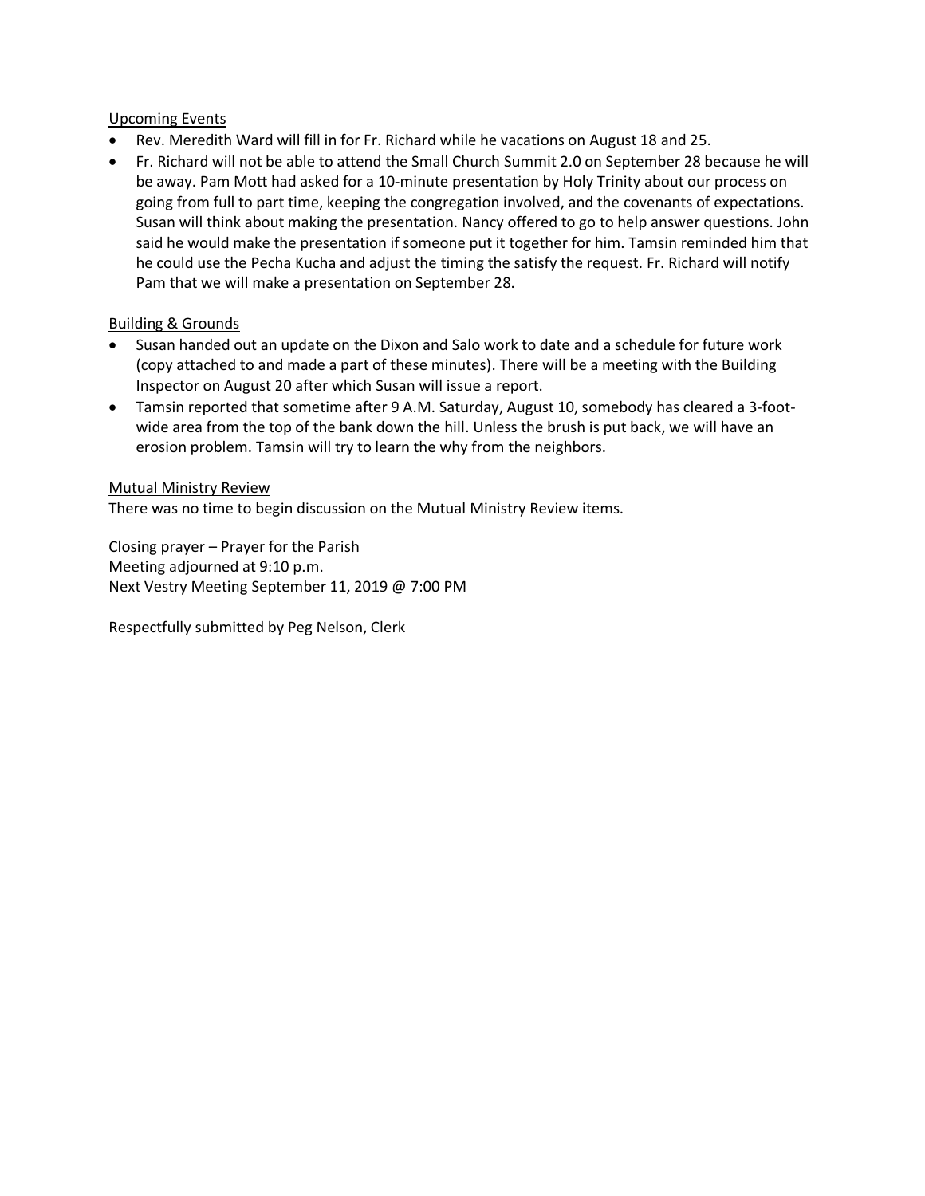Upcoming Events

- Rev. Meredith Ward will fill in for Fr. Richard while he vacations on August 18 and 25.
- Fr. Richard will not be able to attend the Small Church Summit 2.0 on September 28 because he will be away. Pam Mott had asked for a 10-minute presentation by Holy Trinity about our process on going from full to part time, keeping the congregation involved, and the covenants of expectations. Susan will think about making the presentation. Nancy offered to go to help answer questions. John said he would make the presentation if someone put it together for him. Tamsin reminded him that he could use the Pecha Kucha and adjust the timing the satisfy the request. Fr. Richard will notify Pam that we will make a presentation on September 28.

Building & Grounds

- Susan handed out an update on the Dixon and Salo work to date and a schedule for future work (copy attached to and made a part of these minutes). There will be a meeting with the Building Inspector on August 20 after which Susan will issue a report.
- Tamsin reported that sometime after 9 A.M. Saturday, August 10, somebody has cleared a 3-foot-wide area from the top of the bank down the hill. Unless the brush is put back, we will have an erosion problem. Tamsin will try to learn the why from the neighbors.

Mutual Ministry Review

There was no time to begin discussion on the Mutual Ministry Review items.

Closing prayer – Prayer for the Parish
Meeting adjourned at 9:10 p.m.
Next Vestry Meeting September 11, 2019 @ 7:00 PM

Respectfully submitted by Peg Nelson, Clerk